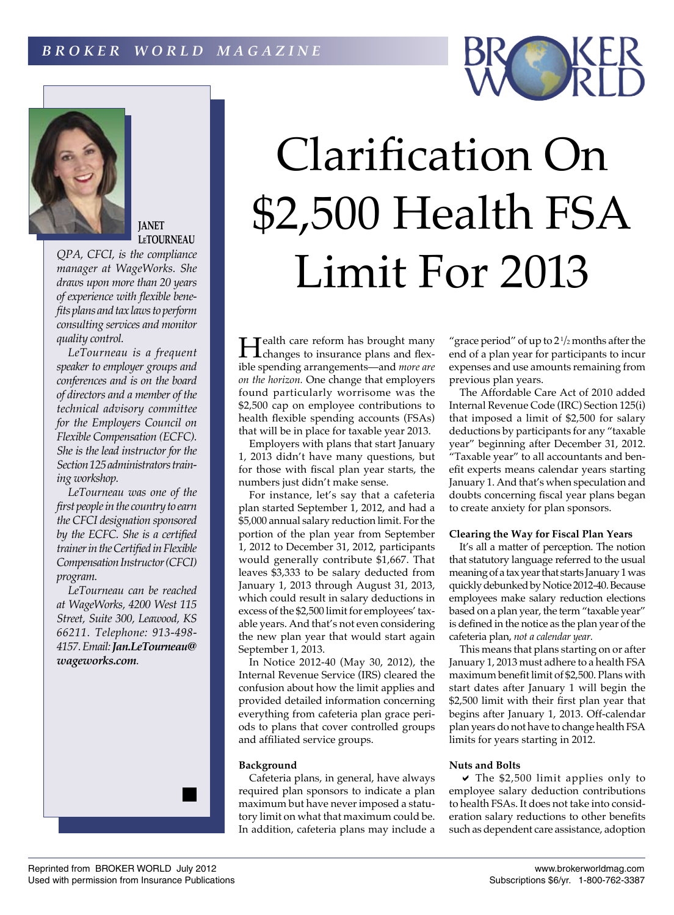# Clarification On $2,500 Health FSA Limit For 2013

**JANET LeTOURNEAU**

*QPA, CFCI, is the compliance manager at WageWorks. She draws upon more than 20 years of experience with flexible benefits plans and tax laws to perform consulting services and monitor quality control.*

*LeTourneau is a frequent speaker to employer groups and conferences and is on the board of directors and a member of the technical advisory committee for the Employers Council on Flexible Compensation (ECFC). She is the lead instructor for the Section 125 administrators training workshop.*

*LeTourneau was one of the first people in the country to earn the CFCI designation sponsored by the ECFC. She is a certified trainer in the Certified in Flexible Compensation Instructor (CFCI) program.*

*LeTourneau can be reached at WageWorks, 4200 West 115 Street, Suite 300, Leawood, KS 66211. Telephone: 913-498-4157. Email:* ***Jan.LeTourneau@wageworks.com****.*

Health care reform has brought many changes to insurance plans and flexible spending arrangements—and *more are on the horizon.* One change that employers found particularly worrisome was the $2,500 cap on employee contributions to health flexible spending accounts (FSAs) that will be in place for taxable year 2013.

Employers with plans that start January 1, 2013 didn't have many questions, but for those with fiscal plan year starts, the numbers just didn't make sense.

For instance, let's say that a cafeteria plan started September 1, 2012, and had a $5,000 annual salary reduction limit. For the portion of the plan year from September 1, 2012 to December 31, 2012, participants would generally contribute $1,667. That leaves $3,333 to be salary deducted from January 1, 2013 through August 31, 2013, which could result in salary deductions in excess of the $2,500 limit for employees' taxable years. And that's not even considering the new plan year that would start again September 1, 2013.

In Notice 2012-40 (May 30, 2012), the Internal Revenue Service (IRS) cleared the confusion about how the limit applies and provided detailed information concerning everything from cafeteria plan grace periods to plans that cover controlled groups and affiliated service groups.

### Background

Cafeteria plans, in general, have always required plan sponsors to indicate a plan maximum but have never imposed a statutory limit on what that maximum could be. In addition, cafeteria plans may include a "grace period" of up to 2 1/2 months after the end of a plan year for participants to incur expenses and use amounts remaining from previous plan years.

The Affordable Care Act of 2010 added Internal Revenue Code (IRC) Section 125(i) that imposed a limit of $2,500 for salary deductions by participants for any "taxable year" beginning after December 31, 2012. "Taxable year" to all accountants and benefit experts means calendar years starting January 1. And that's when speculation and doubts concerning fiscal year plans began to create anxiety for plan sponsors.

### Clearing the Way for Fiscal Plan Years

It's all a matter of perception. The notion that statutory language referred to the usual meaning of a tax year that starts January 1 was quickly debunked by Notice 2012-40. Because employees make salary reduction elections based on a plan year, the term "taxable year" is defined in the notice as the plan year of the cafeteria plan, *not a calendar year.*

This means that plans starting on or after January 1, 2013 must adhere to a health FSA maximum benefit limit of $2,500. Plans with start dates after January 1 will begin the $2,500 limit with their first plan year that begins after January 1, 2013. Off-calendar plan years do not have to change health FSA limits for years starting in 2012.

### Nuts and Bolts

- ✔ The $2,500 limit applies only to employee salary deduction contributions to health FSAs. It does not take into consideration salary reductions to other benefits such as dependent care assistance, adoption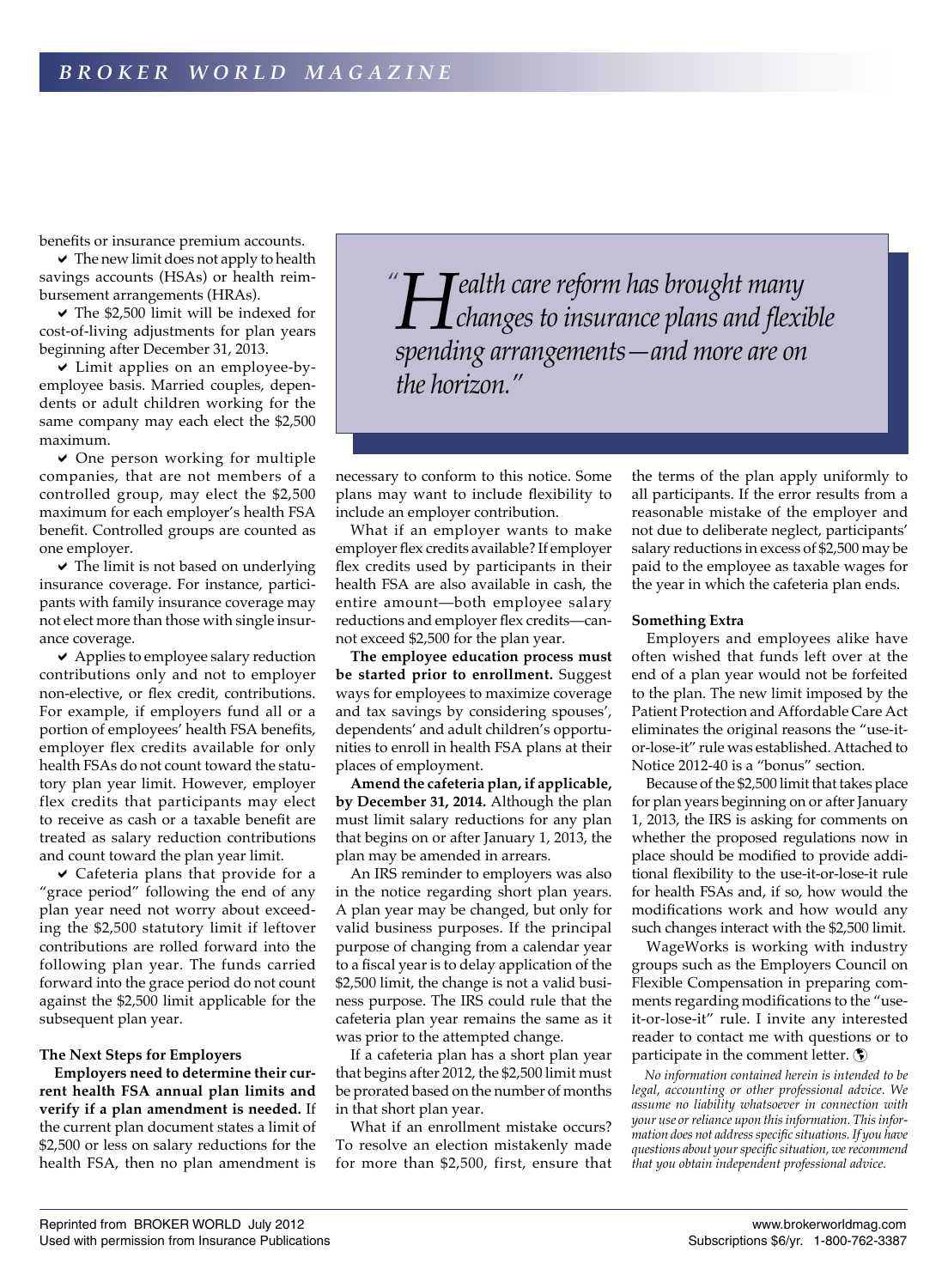benefits or insurance premium accounts.

- ✔ The new limit does not apply to health savings accounts (HSAs) or health reimbursement arrangements (HRAs).
- ✔ The $2,500 limit will be indexed for cost-of-living adjustments for plan years beginning after December 31, 2013.
- ✔ Limit applies on an employee-by-employee basis. Married couples, dependents or adult children working for the same company may each elect the $2,500 maximum.
- ✔ One person working for multiple companies, that are not members of a controlled group, may elect the $2,500 maximum for each employer's health FSA benefit. Controlled groups are counted as one employer.
- ✔ The limit is not based on underlying insurance coverage. For instance, participants with family insurance coverage may not elect more than those with single insurance coverage.
- ✔ Applies to employee salary reduction contributions only and not to employer non-elective, or flex credit, contributions. For example, if employers fund all or a portion of employees' health FSA benefits, employer flex credits available for only health FSAs do not count toward the statutory plan year limit. However, employer flex credits that participants may elect to receive as cash or a taxable benefit are treated as salary reduction contributions and count toward the plan year limit.
- ✔ Cafeteria plans that provide for a "grace period" following the end of any plan year need not worry about exceeding the $2,500 statutory limit if leftover contributions are rolled forward into the following plan year. The funds carried forward into the grace period do not count against the $2,500 limit applicable for the subsequent plan year.

> *"Health care reform has brought many changes to insurance plans and flexible spending arrangements—and more are on the horizon."*

**The Next Steps for Employers**

**Employers need to determine their current health FSA annual plan limits and verify if a plan amendment is needed.** If the current plan document states a limit of $2,500 or less on salary reductions for the health FSA, then no plan amendment is necessary to conform to this notice. Some plans may want to include flexibility to include an employer contribution.

What if an employer wants to make employer flex credits available? If employer flex credits used by participants in their health FSA are also available in cash, the entire amount—both employee salary reductions and employer flex credits—cannot exceed $2,500 for the plan year.

**The employee education process must be started prior to enrollment.** Suggest ways for employees to maximize coverage and tax savings by considering spouses', dependents' and adult children's opportunities to enroll in health FSA plans at their places of employment.

**Amend the cafeteria plan, if applicable, by December 31, 2014.** Although the plan must limit salary reductions for any plan that begins on or after January 1, 2013, the plan may be amended in arrears.

An IRS reminder to employers was also in the notice regarding short plan years. A plan year may be changed, but only for valid business purposes. If the principal purpose of changing from a calendar year to a fiscal year is to delay application of the $2,500 limit, the change is not a valid business purpose. The IRS could rule that the cafeteria plan year remains the same as it was prior to the attempted change.

If a cafeteria plan has a short plan year that begins after 2012, the $2,500 limit must be prorated based on the number of months in that short plan year.

What if an enrollment mistake occurs? To resolve an election mistakenly made for more than $2,500, first, ensure that the terms of the plan apply uniformly to all participants. If the error results from a reasonable mistake of the employer and not due to deliberate neglect, participants' salary reductions in excess of $2,500 may be paid to the employee as taxable wages for the year in which the cafeteria plan ends.

**Something Extra**

Employers and employees alike have often wished that funds left over at the end of a plan year would not be forfeited to the plan. The new limit imposed by the Patient Protection and Affordable Care Act eliminates the original reasons the "use-it-or-lose-it" rule was established. Attached to Notice 2012-40 is a "bonus" section.

Because of the $2,500 limit that takes place for plan years beginning on or after January 1, 2013, the IRS is asking for comments on whether the proposed regulations now in place should be modified to provide additional flexibility to the use-it-or-lose-it rule for health FSAs and, if so, how would the modifications work and how would any such changes interact with the $2,500 limit.

WageWorks is working with industry groups such as the Employers Council on Flexible Compensation in preparing comments regarding modifications to the "use-it-or-lose-it" rule. I invite any interested reader to contact me with questions or to participate in the comment letter.

*No information contained herein is intended to be legal, accounting or other professional advice. We assume no liability whatsoever in connection with your use or reliance upon this information. This information does not address specific situations. If you have questions about your specific situation, we recommend that you obtain independent professional advice.*

Reprinted from BROKER WORLD July 2012
Used with permission from Insurance Publications

www.brokerworldmag.com
Subscriptions $6/yr. 1-800-762-3387